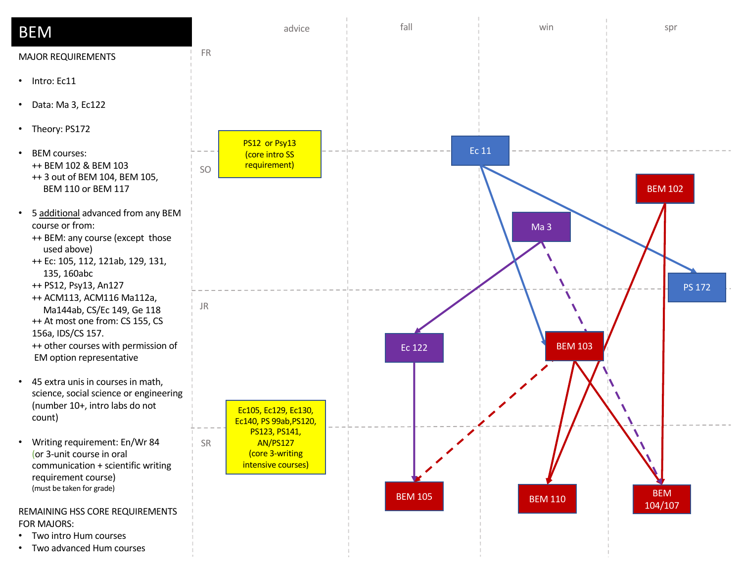# BEM

MAJOR REQUIREMENTS

- Intro: Ec11
- Data: Ma 3, Ec122
- Theory: PS172
- BEM courses:
  ++ BEM 102 & BEM 103
  ++ 3 out of BEM 104, BEM 105, BEM 110 or BEM 117
- 5 additional advanced from any BEM course or from:
  ++ BEM: any course (except those used above)
  ++ Ec: 105, 112, 121ab, 129, 131, 135, 160abc
  ++ PS12, Psy13, An127
  ++ ACM113, ACM116 Ma112a, Ma144ab, CS/Ec 149, Ge 118
  ++ At most one from: CS 155, CS 156a, IDS/CS 157.
  ++ other courses with permission of EM option representative
- 45 extra unis in courses in math, science, social science or engineering (number 10+, intro labs do not count)
- Writing requirement: En/Wr 84 (or 3-unit course in oral communication + scientific writing requirement course) (must be taken for grade)

REMAINING HSS CORE REQUIREMENTS FOR MAJORS:

- Two intro Hum courses
- Two advanced Hum courses

| | advice | fall | win | spr |
|---|---|---|---|---|
| FR | | | | |
| SO | PS12 or Psy13 (core intro SS requirement) | | Ec 11, Ma 3 | BEM 102, PS 172 |
| JR | | Ec 122 | BEM 103 | |
| SR | Ec105, Ec129, Ec130, Ec140, PS 99ab, PS120, PS123, PS141, AN/PS127 (core 3-writing intensive courses) | BEM 105 | BEM 110 | BEM 104/107 |

Prerequisite arrows in chart: Ec 11 → BEM 103; Ec 11 → PS 172; Ma 3 → Ec 122; Ma 3 → BEM 104/107 (dashed); Ec 122 → BEM 105; BEM 103 → BEM 105 (dashed); BEM 103 → BEM 110; BEM 103 → BEM 104/107; BEM 102 → BEM 110; BEM 102 → BEM 104/107.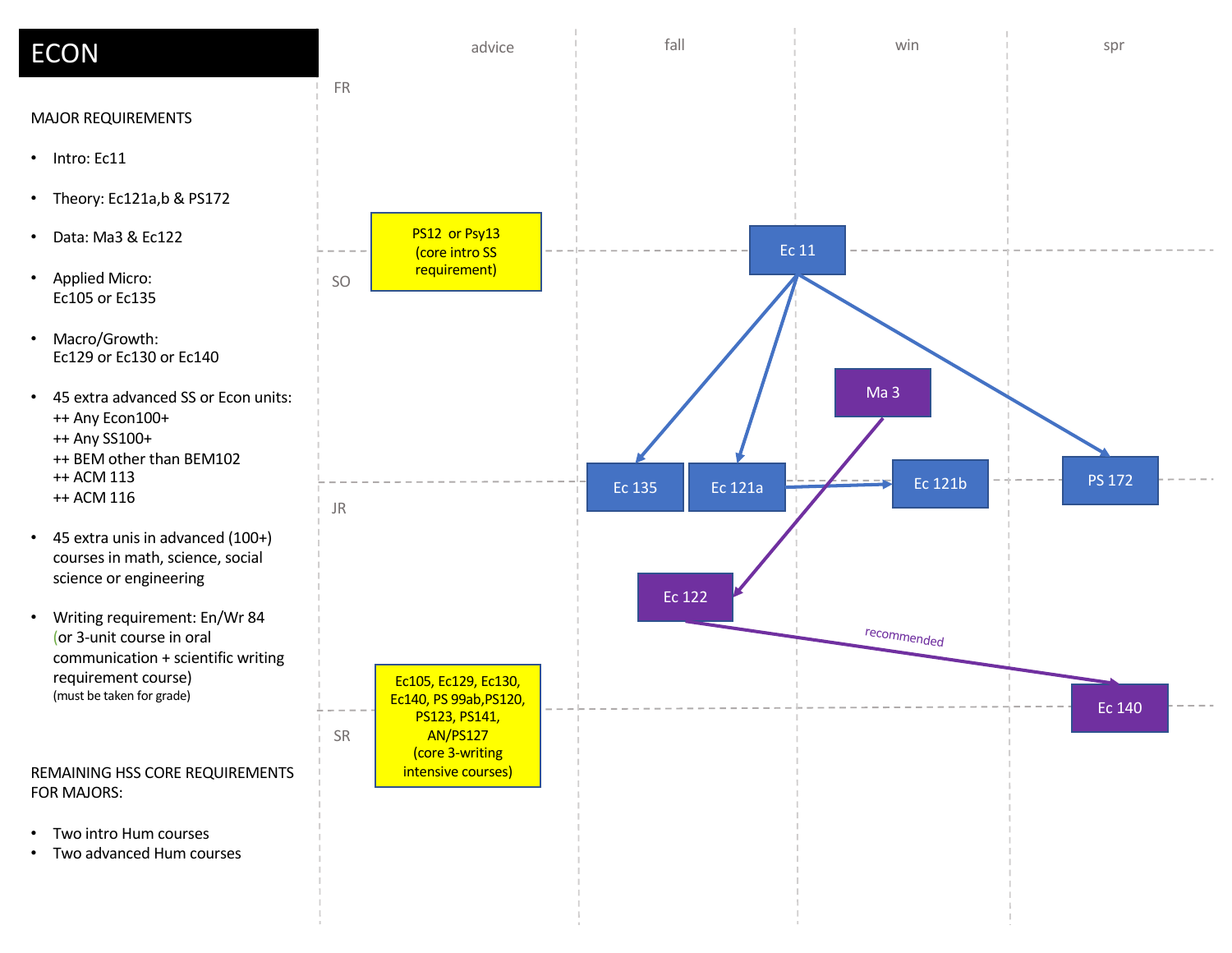# ECON

## MAJOR REQUIREMENTS

- Intro: Ec11
- Theory: Ec121a,b & PS172
- Data: Ma3 & Ec122
- Applied Micro:
  Ec105 or Ec135
- Macro/Growth:
  Ec129 or Ec130 or Ec140
- 45 extra advanced SS or Econ units:
  ++ Any Econ100+
  ++ Any SS100+
  ++ BEM other than BEM102
  ++ ACM 113
  ++ ACM 116
- 45 extra unis in advanced (100+) courses in math, science, social science or engineering
- Writing requirement: En/Wr 84 (or 3-unit course in oral communication + scientific writing requirement course)
  (must be taken for grade)

## REMAINING HSS CORE REQUIREMENTS FOR MAJORS:

- Two intro Hum courses
- Two advanced Hum courses

| | advice | fall | win | spr |
|---|---|---|---|---|
| FR | | | | |
| SO | PS12 or Psy13 (core intro SS requirement) | Ec 11 | Ma 3 | |
| JR | | Ec 135, Ec 121a, Ec 122 | Ec 121b | PS 172 |
| SR | Ec105, Ec129, Ec130, Ec140, PS 99ab,PS120, PS123, PS141, AN/PS127 (core 3-writing intensive courses) | | | Ec 140 |

Prerequisites:

- Ec 11 → Ec 135
- Ec 11 → Ec 121a
- Ec 11 → PS 172
- Ec 121a → Ec 121b
- Ma 3 → Ec 122
- Ec 122 → Ec 140 (recommended)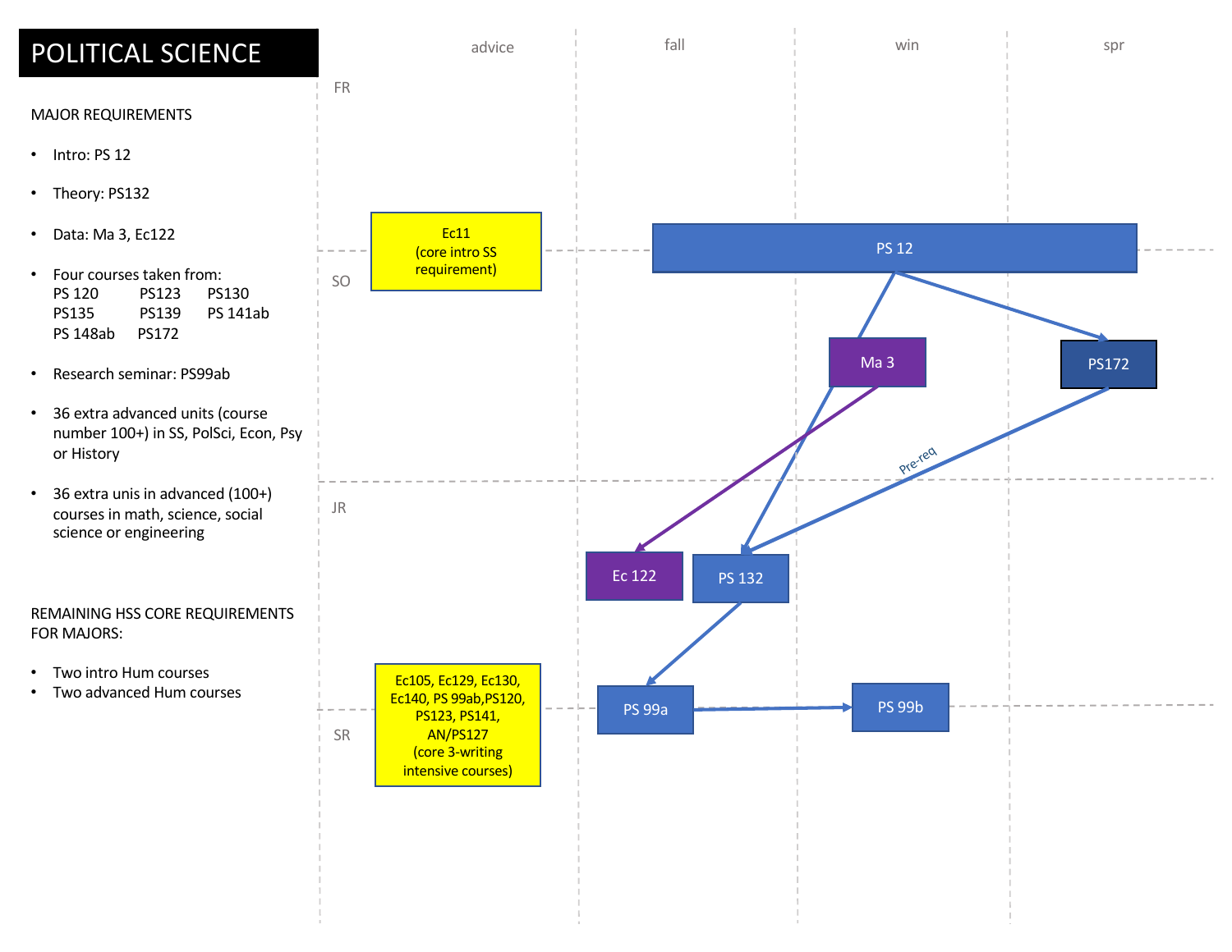# POLITICAL SCIENCE

MAJOR REQUIREMENTS

- Intro: PS 12
- Theory: PS132
- Data: Ma 3, Ec122
- Four courses taken from:
  PS 120 PS123 PS130
  PS135 PS139 PS 141ab
  PS 148ab PS172
- Research seminar: PS99ab
- 36 extra advanced units (course number 100+) in SS, PolSci, Econ, Psy or History
- 36 extra unis in advanced (100+) courses in math, science, social science or engineering

REMAINING HSS CORE REQUIREMENTS FOR MAJORS:

- Two intro Hum courses
- Two advanced Hum courses

advice

fall

win

spr

FR

SO

Ec11
(core intro SS requirement)

PS 12

Ma 3

PS172

Pre-req

JR

Ec 122

PS 132

SR

Ec105, Ec129, Ec130, Ec140, PS 99ab,PS120, PS123, PS141, AN/PS127
(core 3-writing intensive courses)

PS 99a

PS 99b